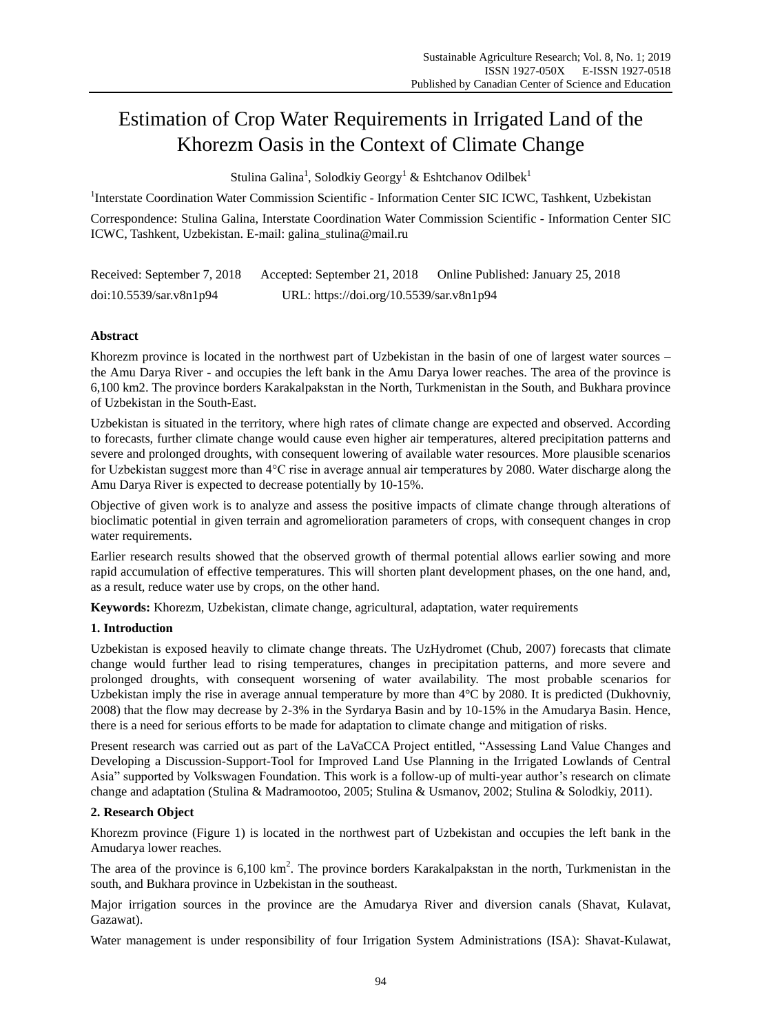# Estimation of Crop Water Requirements in Irrigated Land of the Khorezm Oasis in the Context of Climate Change

Stulina Galina[1], Solodkiy Georgy[1] & Eshtchanov Odilbek[1]

[1]Interstate Coordination Water Commission Scientific - Information Center SIC ICWC, Tashkent, Uzbekistan

Correspondence: Stulina Galina, Interstate Coordination Water Commission Scientific - Information Center SIC ICWC, Tashkent, Uzbekistan. E-mail: galina_stulina@mail.ru

Received: September 7, 2018 Accepted: September 21, 2018 Online Published: January 25, 2018

doi:10.5539/sar.v8n1p94 URL: https://doi.org/10.5539/sar.v8n1p94

## Abstract

Khorezm province is located in the northwest part of Uzbekistan in the basin of one of largest water sources – the Amu Darya River - and occupies the left bank in the Amu Darya lower reaches. The area of the province is 6,100 km2. The province borders Karakalpakstan in the North, Turkmenistan in the South, and Bukhara province of Uzbekistan in the South-East.

Uzbekistan is situated in the territory, where high rates of climate change are expected and observed. According to forecasts, further climate change would cause even higher air temperatures, altered precipitation patterns and severe and prolonged droughts, with consequent lowering of available water resources. More plausible scenarios for Uzbekistan suggest more than 4°C rise in average annual air temperatures by 2080. Water discharge along the Amu Darya River is expected to decrease potentially by 10-15%.

Objective of given work is to analyze and assess the positive impacts of climate change through alterations of bioclimatic potential in given terrain and agromelioration parameters of crops, with consequent changes in crop water requirements.

Earlier research results showed that the observed growth of thermal potential allows earlier sowing and more rapid accumulation of effective temperatures. This will shorten plant development phases, on the one hand, and, as a result, reduce water use by crops, on the other hand.

**Keywords:** Khorezm, Uzbekistan, climate change, agricultural, adaptation, water requirements

## 1. Introduction

Uzbekistan is exposed heavily to climate change threats. The UzHydromet (Chub, 2007) forecasts that climate change would further lead to rising temperatures, changes in precipitation patterns, and more severe and prolonged droughts, with consequent worsening of water availability. The most probable scenarios for Uzbekistan imply the rise in average annual temperature by more than 4°C by 2080. It is predicted (Dukhovniy, 2008) that the flow may decrease by 2-3% in the Syrdarya Basin and by 10-15% in the Amudarya Basin. Hence, there is a need for serious efforts to be made for adaptation to climate change and mitigation of risks.

Present research was carried out as part of the LaVaCCA Project entitled, "Assessing Land Value Changes and Developing a Discussion-Support-Tool for Improved Land Use Planning in the Irrigated Lowlands of Central Asia" supported by Volkswagen Foundation. This work is a follow-up of multi-year author's research on climate change and adaptation (Stulina & Madramootoo, 2005; Stulina & Usmanov, 2002; Stulina & Solodkiy, 2011).

## 2. Research Object

Khorezm province (Figure 1) is located in the northwest part of Uzbekistan and occupies the left bank in the Amudarya lower reaches.

The area of the province is 6,100 km$^2$. The province borders Karakalpakstan in the north, Turkmenistan in the south, and Bukhara province in Uzbekistan in the southeast.

Major irrigation sources in the province are the Amudarya River and diversion canals (Shavat, Kulavat, Gazawat).

Water management is under responsibility of four Irrigation System Administrations (ISA): Shavat-Kulawat,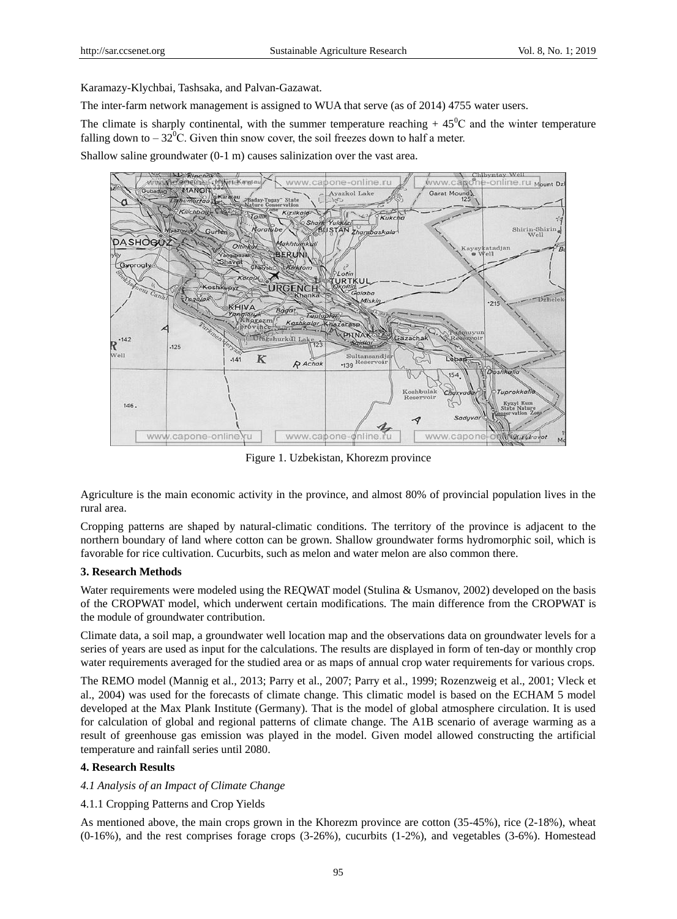Karamazy-Klychbai, Tashsaka, and Palvan-Gazawat.

The inter-farm network management is assigned to WUA that serve (as of 2014) 4755 water users.

The climate is sharply continental, with the summer temperature reaching + 45$^0$C and the winter temperature falling down to – 32$^0$C. Given thin snow cover, the soil freezes down to half a meter.

Shallow saline groundwater (0-1 m) causes salinization over the vast area.

Figure 1. Uzbekistan, Khorezm province

Agriculture is the main economic activity in the province, and almost 80% of provincial population lives in the rural area.

Cropping patterns are shaped by natural-climatic conditions. The territory of the province is adjacent to the northern boundary of land where cotton can be grown. Shallow groundwater forms hydromorphic soil, which is favorable for rice cultivation. Cucurbits, such as melon and water melon are also common there.

### 3. Research Methods

Water requirements were modeled using the REQWAT model (Stulina & Usmanov, 2002) developed on the basis of the CROPWAT model, which underwent certain modifications. The main difference from the CROPWAT is the module of groundwater contribution.

Climate data, a soil map, a groundwater well location map and the observations data on groundwater levels for a series of years are used as input for the calculations. The results are displayed in form of ten-day or monthly crop water requirements averaged for the studied area or as maps of annual crop water requirements for various crops.

The REMO model (Mannig et al., 2013; Parry et al., 2007; Parry et al., 1999; Rozenzweig et al., 2001; Vleck et al., 2004) was used for the forecasts of climate change. This climatic model is based on the ECHAM 5 model developed at the Max Plank Institute (Germany). That is the model of global atmosphere circulation. It is used for calculation of global and regional patterns of climate change. The A1B scenario of average warming as a result of greenhouse gas emission was played in the model. Given model allowed constructing the artificial temperature and rainfall series until 2080.

### 4. Research Results

#### *4.1 Analysis of an Impact of Climate Change*

4.1.1 Cropping Patterns and Crop Yields

As mentioned above, the main crops grown in the Khorezm province are cotton (35-45%), rice (2-18%), wheat (0-16%), and the rest comprises forage crops (3-26%), cucurbits (1-2%), and vegetables (3-6%). Homestead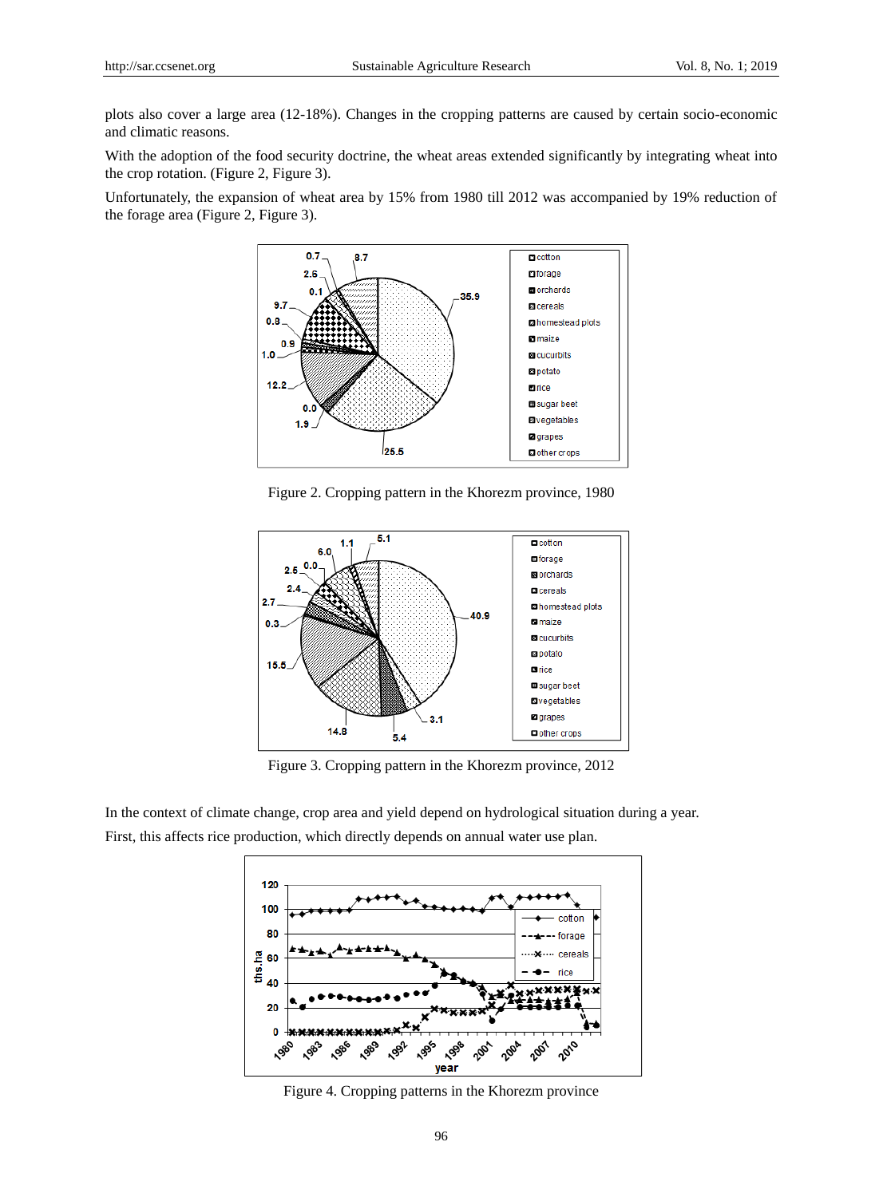plots also cover a large area (12-18%). Changes in the cropping patterns are caused by certain socio-economic and climatic reasons.

With the adoption of the food security doctrine, the wheat areas extended significantly by integrating wheat into the crop rotation. (Figure 2, Figure 3).

Unfortunately, the expansion of wheat area by 15% from 1980 till 2012 was accompanied by 19% reduction of the forage area (Figure 2, Figure 3).

Figure 2. Cropping pattern in the Khorezm province, 1980

Figure 3. Cropping pattern in the Khorezm province, 2012

In the context of climate change, crop area and yield depend on hydrological situation during a year.

First, this affects rice production, which directly depends on annual water use plan.

Figure 4. Cropping patterns in the Khorezm province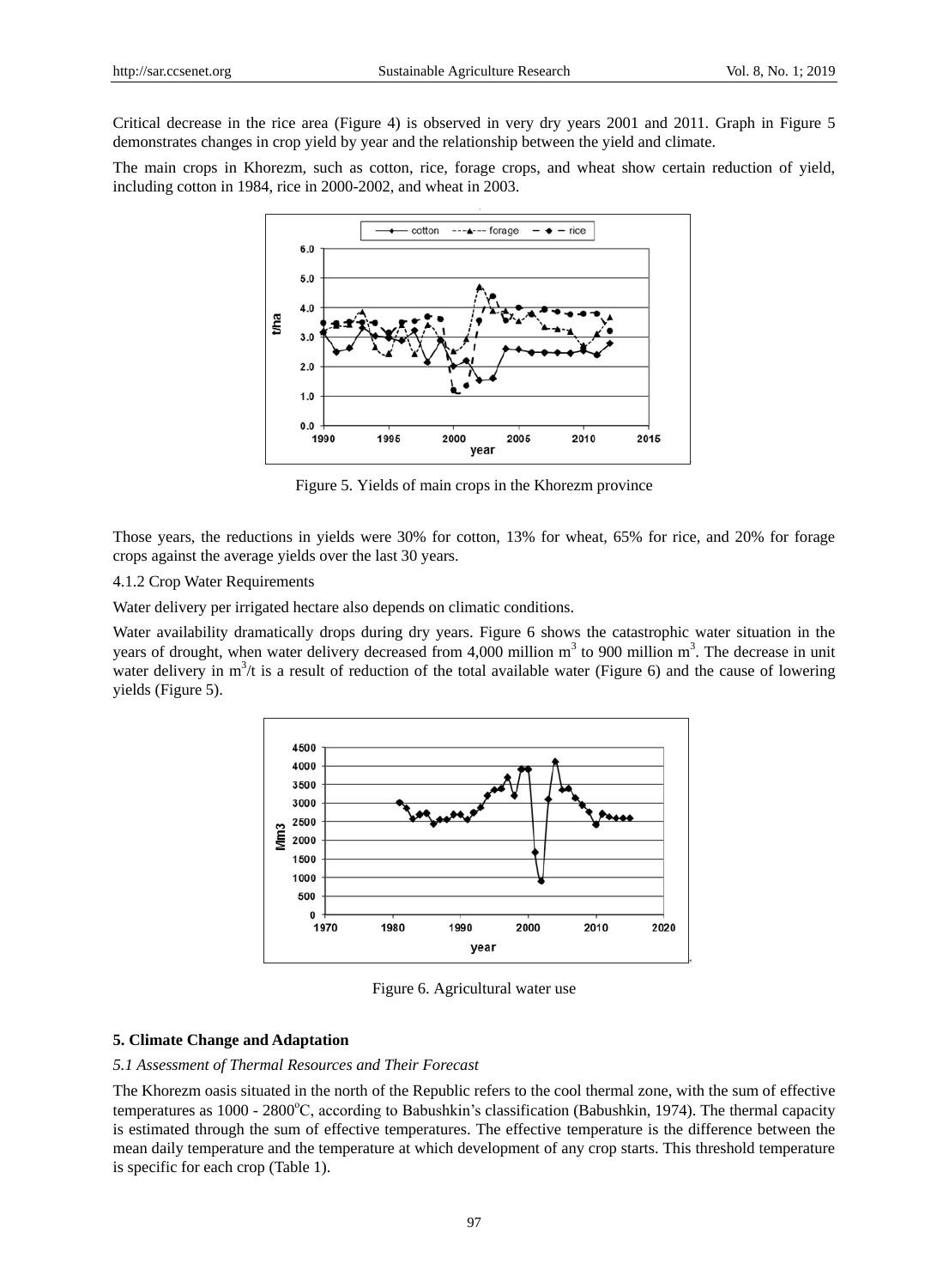Critical decrease in the rice area (Figure 4) is observed in very dry years 2001 and 2011. Graph in Figure 5 demonstrates changes in crop yield by year and the relationship between the yield and climate.

The main crops in Khorezm, such as cotton, rice, forage crops, and wheat show certain reduction of yield, including cotton in 1984, rice in 2000-2002, and wheat in 2003.

Figure 5. Yields of main crops in the Khorezm province

Those years, the reductions in yields were 30% for cotton, 13% for wheat, 65% for rice, and 20% for forage crops against the average yields over the last 30 years.

4.1.2 Crop Water Requirements

Water delivery per irrigated hectare also depends on climatic conditions.

Water availability dramatically drops during dry years. Figure 6 shows the catastrophic water situation in the years of drought, when water delivery decreased from 4,000 million $m^3$ to 900 million $m^3$. The decrease in unit water delivery in $m^3$/t is a result of reduction of the total available water (Figure 6) and the cause of lowering yields (Figure 5).

Figure 6. Agricultural water use

## 5. Climate Change and Adaptation

### *5.1 Assessment of Thermal Resources and Their Forecast*

The Khorezm oasis situated in the north of the Republic refers to the cool thermal zone, with the sum of effective temperatures as 1000 - 2800°C, according to Babushkin's classification (Babushkin, 1974). The thermal capacity is estimated through the sum of effective temperatures. The effective temperature is the difference between the mean daily temperature and the temperature at which development of any crop starts. This threshold temperature is specific for each crop (Table 1).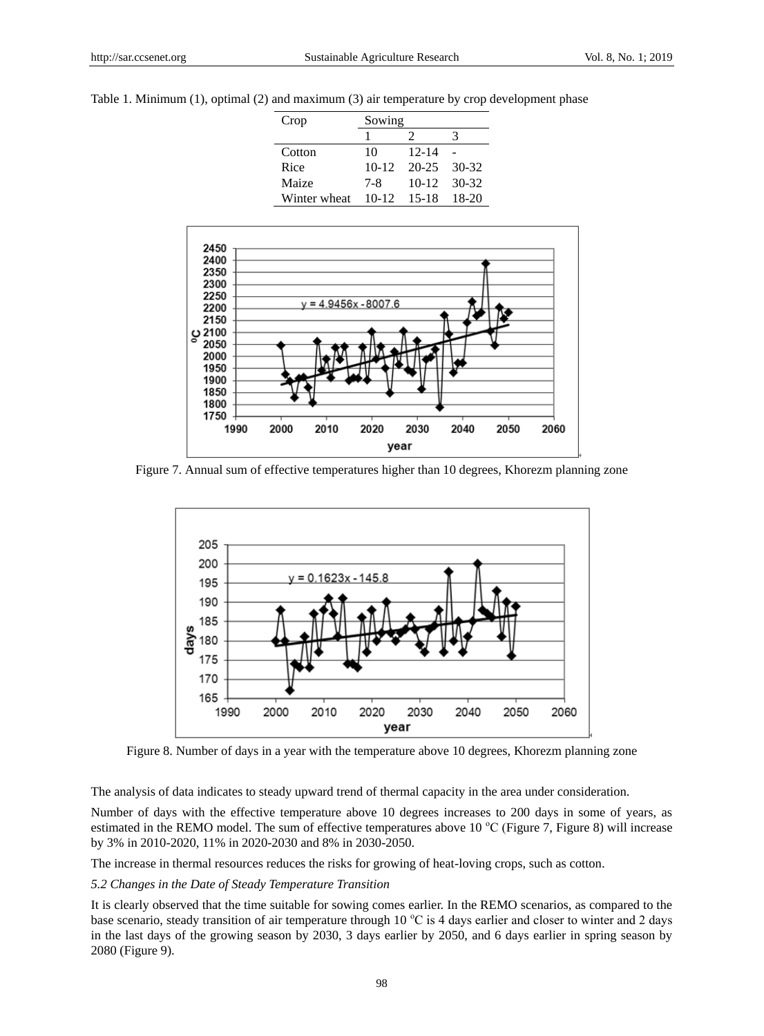Table 1. Minimum (1), optimal (2) and maximum (3) air temperature by crop development phase

| Crop | Sowing | | |
|---|---|---|---|
| | 1 | 2 | 3 |
| Cotton | 10 | 12-14 | - |
| Rice | 10-12 | 20-25 | 30-32 |
| Maize | 7-8 | 10-12 | 30-32 |
| Winter wheat | 10-12 | 15-18 | 18-20 |

Figure 7. Annual sum of effective temperatures higher than 10 degrees, Khorezm planning zone

Figure 8. Number of days in a year with the temperature above 10 degrees, Khorezm planning zone

The analysis of data indicates to steady upward trend of thermal capacity in the area under consideration.

Number of days with the effective temperature above 10 degrees increases to 200 days in some of years, as estimated in the REMO model. The sum of effective temperatures above 10 $^{o}$C (Figure 7, Figure 8) will increase by 3% in 2010-2020, 11% in 2020-2030 and 8% in 2030-2050.

The increase in thermal resources reduces the risks for growing of heat-loving crops, such as cotton.

*5.2 Changes in the Date of Steady Temperature Transition*

It is clearly observed that the time suitable for sowing comes earlier. In the REMO scenarios, as compared to the base scenario, steady transition of air temperature through 10 $^{o}$C is 4 days earlier and closer to winter and 2 days in the last days of the growing season by 2030, 3 days earlier by 2050, and 6 days earlier in spring season by 2080 (Figure 9).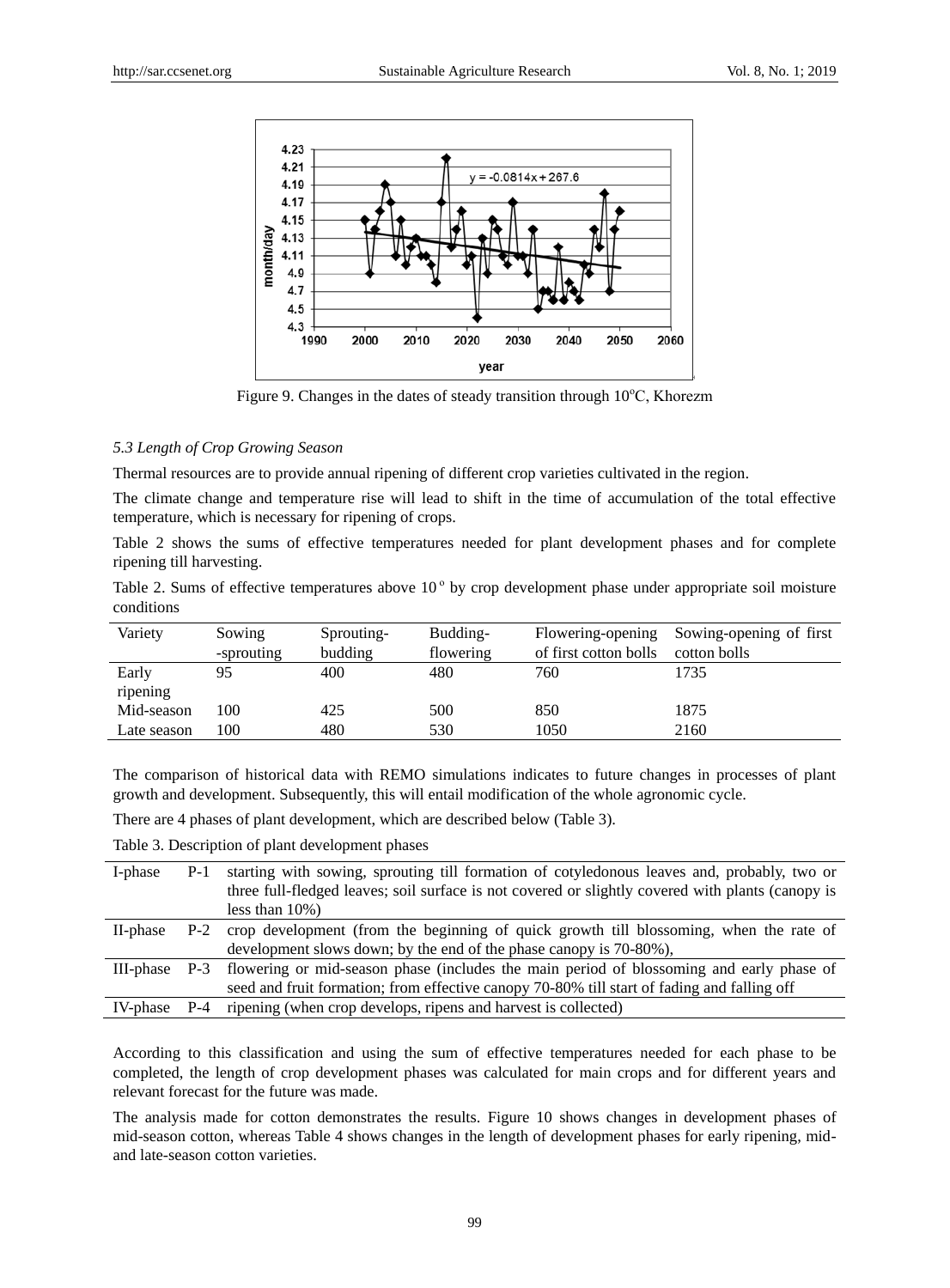Figure 9. Changes in the dates of steady transition through 10°C, Khorezm

### 5.3 Length of Crop Growing Season

Thermal resources are to provide annual ripening of different crop varieties cultivated in the region.

The climate change and temperature rise will lead to shift in the time of accumulation of the total effective temperature, which is necessary for ripening of crops.

Table 2 shows the sums of effective temperatures needed for plant development phases and for complete ripening till harvesting.

Table 2. Sums of effective temperatures above 10° by crop development phase under appropriate soil moisture conditions

| Variety | Sowing -sprouting | Sprouting-budding | Budding-flowering | Flowering-opening of first cotton bolls | Sowing-opening of first cotton bolls |
|---|---|---|---|---|---|
| Early ripening | 95 | 400 | 480 | 760 | 1735 |
| Mid-season | 100 | 425 | 500 | 850 | 1875 |
| Late season | 100 | 480 | 530 | 1050 | 2160 |

The comparison of historical data with REMO simulations indicates to future changes in processes of plant growth and development. Subsequently, this will entail modification of the whole agronomic cycle.

There are 4 phases of plant development, which are described below (Table 3).

Table 3. Description of plant development phases

| | | |
|---|---|---|
| I-phase | P-1 | starting with sowing, sprouting till formation of cotyledonous leaves and, probably, two or three full-fledged leaves; soil surface is not covered or slightly covered with plants (canopy is less than 10%) |
| II-phase | P-2 | crop development (from the beginning of quick growth till blossoming, when the rate of development slows down; by the end of the phase canopy is 70-80%), |
| III-phase | P-3 | flowering or mid-season phase (includes the main period of blossoming and early phase of seed and fruit formation; from effective canopy 70-80% till start of fading and falling off |
| IV-phase | P-4 | ripening (when crop develops, ripens and harvest is collected) |

According to this classification and using the sum of effective temperatures needed for each phase to be completed, the length of crop development phases was calculated for main crops and for different years and relevant forecast for the future was made.

The analysis made for cotton demonstrates the results. Figure 10 shows changes in development phases of mid-season cotton, whereas Table 4 shows changes in the length of development phases for early ripening, mid- and late-season cotton varieties.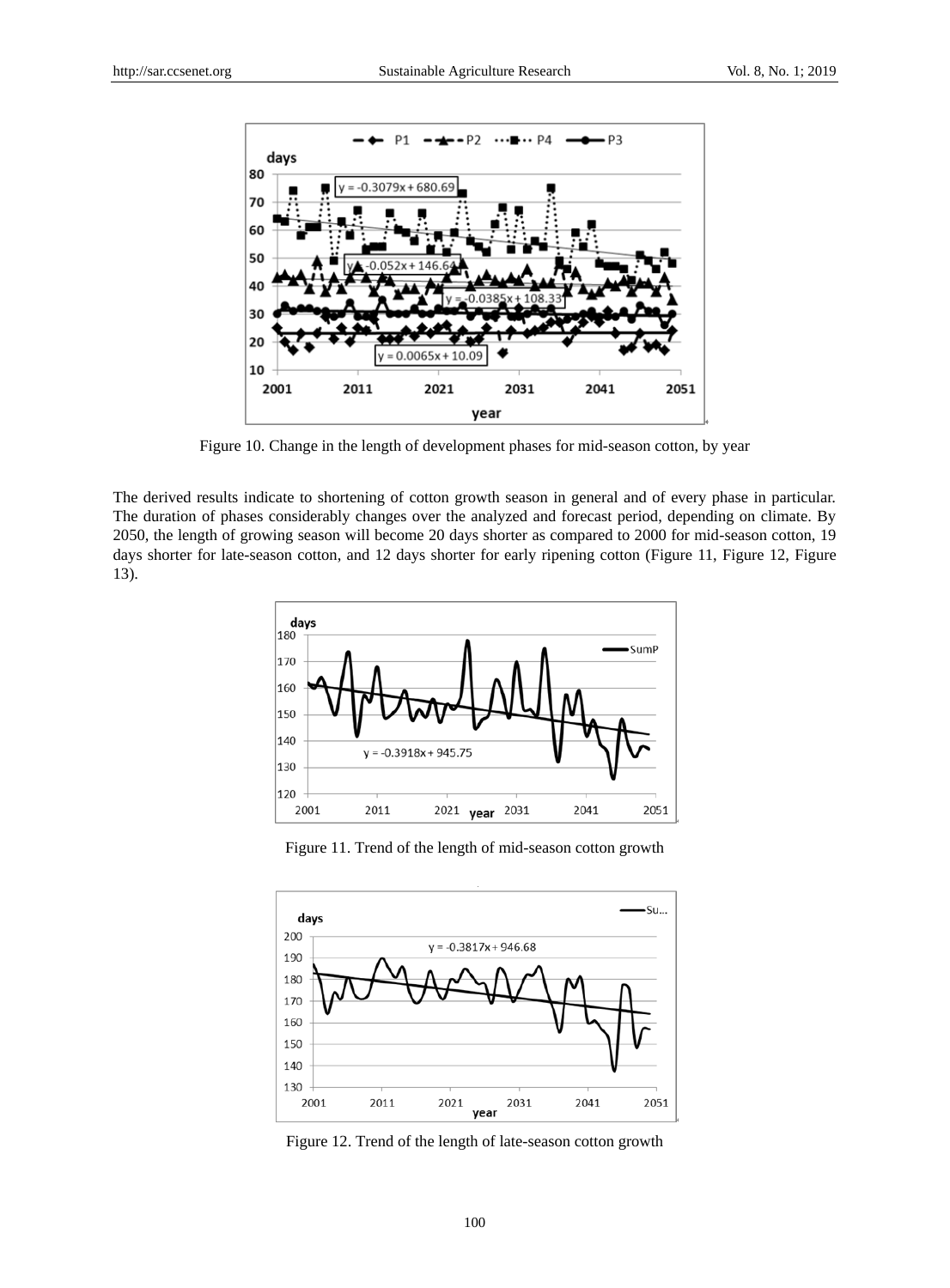Figure 10. Change in the length of development phases for mid-season cotton, by year

The derived results indicate to shortening of cotton growth season in general and of every phase in particular. The duration of phases considerably changes over the analyzed and forecast period, depending on climate. By 2050, the length of growing season will become 20 days shorter as compared to 2000 for mid-season cotton, 19 days shorter for late-season cotton, and 12 days shorter for early ripening cotton (Figure 11, Figure 12, Figure 13).

Figure 11. Trend of the length of mid-season cotton growth

Figure 12. Trend of the length of late-season cotton growth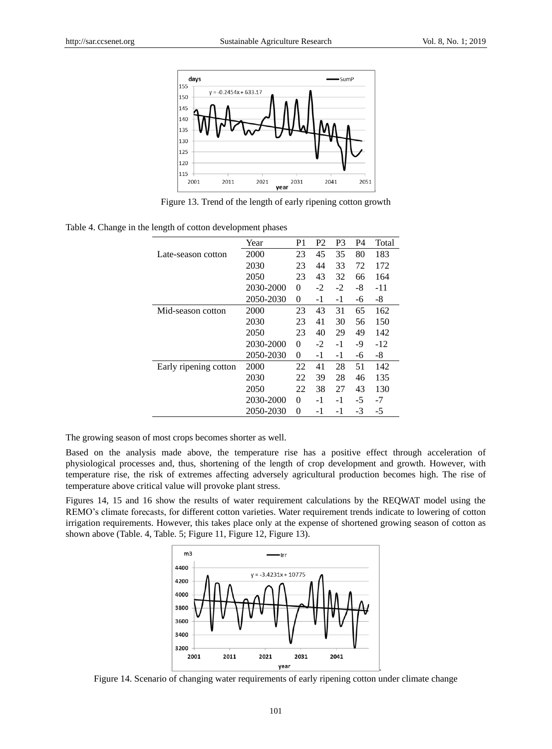Figure 13. Trend of the length of early ripening cotton growth

Table 4. Change in the length of cotton development phases

| | Year | P1 | P2 | P3 | P4 | Total |
|---|---|---|---|---|---|---|
| Late-season cotton | 2000 | 23 | 45 | 35 | 80 | 183 |
| | 2030 | 23 | 44 | 33 | 72 | 172 |
| | 2050 | 23 | 43 | 32 | 66 | 164 |
| | 2030-2000 | 0 | -2 | -2 | -8 | -11 |
| | 2050-2030 | 0 | -1 | -1 | -6 | -8 |
| Mid-season cotton | 2000 | 23 | 43 | 31 | 65 | 162 |
| | 2030 | 23 | 41 | 30 | 56 | 150 |
| | 2050 | 23 | 40 | 29 | 49 | 142 |
| | 2030-2000 | 0 | -2 | -1 | -9 | -12 |
| | 2050-2030 | 0 | -1 | -1 | -6 | -8 |
| Early ripening cotton | 2000 | 22 | 41 | 28 | 51 | 142 |
| | 2030 | 22 | 39 | 28 | 46 | 135 |
| | 2050 | 22 | 38 | 27 | 43 | 130 |
| | 2030-2000 | 0 | -1 | -1 | -5 | -7 |
| | 2050-2030 | 0 | -1 | -1 | -3 | -5 |

The growing season of most crops becomes shorter as well.

Based on the analysis made above, the temperature rise has a positive effect through acceleration of physiological processes and, thus, shortening of the length of crop development and growth. However, with temperature rise, the risk of extremes affecting adversely agricultural production becomes high. The rise of temperature above critical value will provoke plant stress.

Figures 14, 15 and 16 show the results of water requirement calculations by the REQWAT model using the REMO's climate forecasts, for different cotton varieties. Water requirement trends indicate to lowering of cotton irrigation requirements. However, this takes place only at the expense of shortened growing season of cotton as shown above (Table. 4, Table. 5; Figure 11, Figure 12, Figure 13).

Figure 14. Scenario of changing water requirements of early ripening cotton under climate change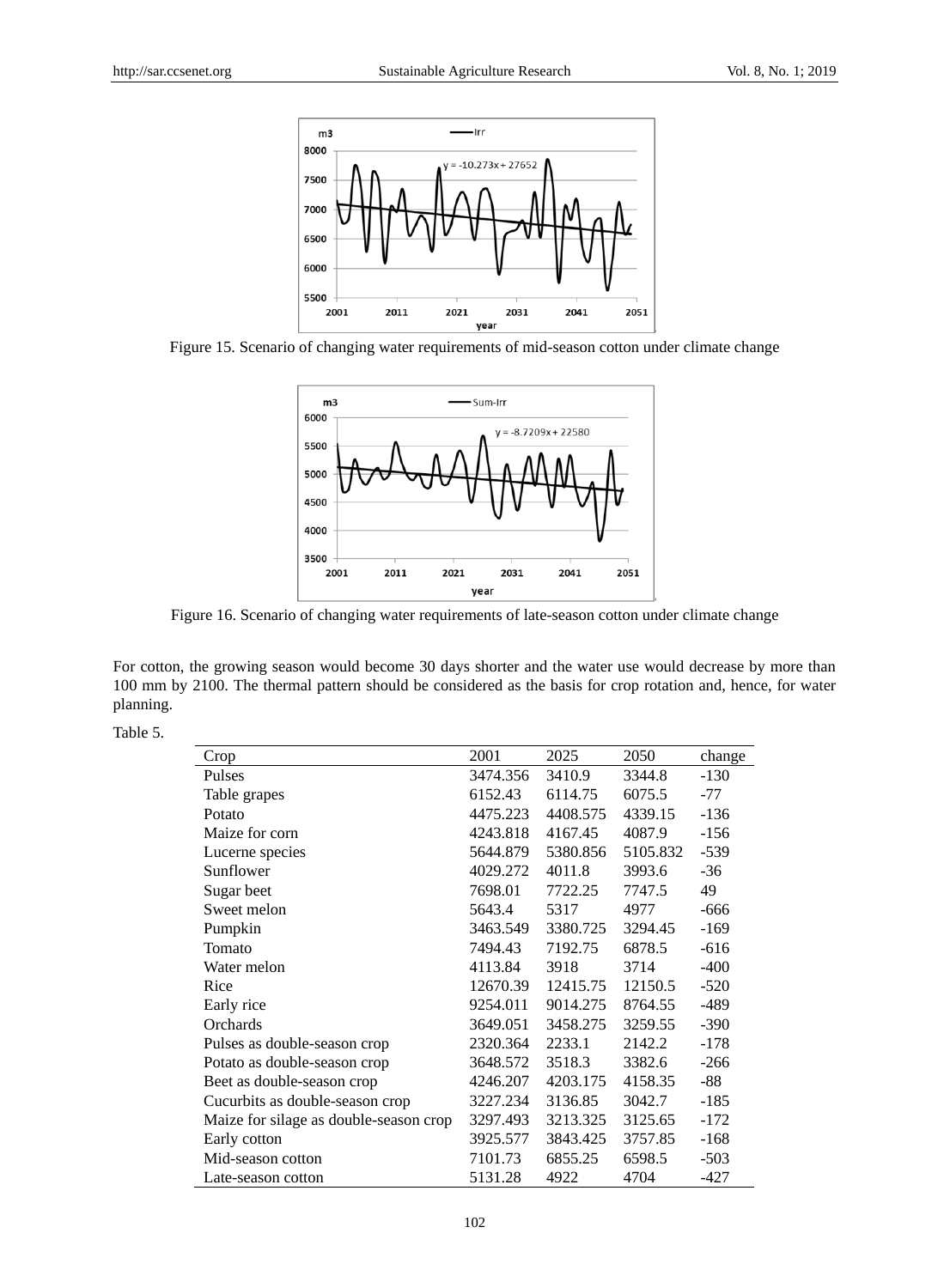Figure 15. Scenario of changing water requirements of mid-season cotton under climate change

Figure 16. Scenario of changing water requirements of late-season cotton under climate change

For cotton, the growing season would become 30 days shorter and the water use would decrease by more than 100 mm by 2100. The thermal pattern should be considered as the basis for crop rotation and, hence, for water planning.

Table 5.

| Crop | 2001 | 2025 | 2050 | change |
|---|---|---|---|---|
| Pulses | 3474.356 | 3410.9 | 3344.8 | -130 |
| Table grapes | 6152.43 | 6114.75 | 6075.5 | -77 |
| Potato | 4475.223 | 4408.575 | 4339.15 | -136 |
| Maize for corn | 4243.818 | 4167.45 | 4087.9 | -156 |
| Lucerne species | 5644.879 | 5380.856 | 5105.832 | -539 |
| Sunflower | 4029.272 | 4011.8 | 3993.6 | -36 |
| Sugar beet | 7698.01 | 7722.25 | 7747.5 | 49 |
| Sweet melon | 5643.4 | 5317 | 4977 | -666 |
| Pumpkin | 3463.549 | 3380.725 | 3294.45 | -169 |
| Tomato | 7494.43 | 7192.75 | 6878.5 | -616 |
| Water melon | 4113.84 | 3918 | 3714 | -400 |
| Rice | 12670.39 | 12415.75 | 12150.5 | -520 |
| Early rice | 9254.011 | 9014.275 | 8764.55 | -489 |
| Orchards | 3649.051 | 3458.275 | 3259.55 | -390 |
| Pulses as double-season crop | 2320.364 | 2233.1 | 2142.2 | -178 |
| Potato as double-season crop | 3648.572 | 3518.3 | 3382.6 | -266 |
| Beet as double-season crop | 4246.207 | 4203.175 | 4158.35 | -88 |
| Cucurbits as double-season crop | 3227.234 | 3136.85 | 3042.7 | -185 |
| Maize for silage as double-season crop | 3297.493 | 3213.325 | 3125.65 | -172 |
| Early cotton | 3925.577 | 3843.425 | 3757.85 | -168 |
| Mid-season cotton | 7101.73 | 6855.25 | 6598.5 | -503 |
| Late-season cotton | 5131.28 | 4922 | 4704 | -427 |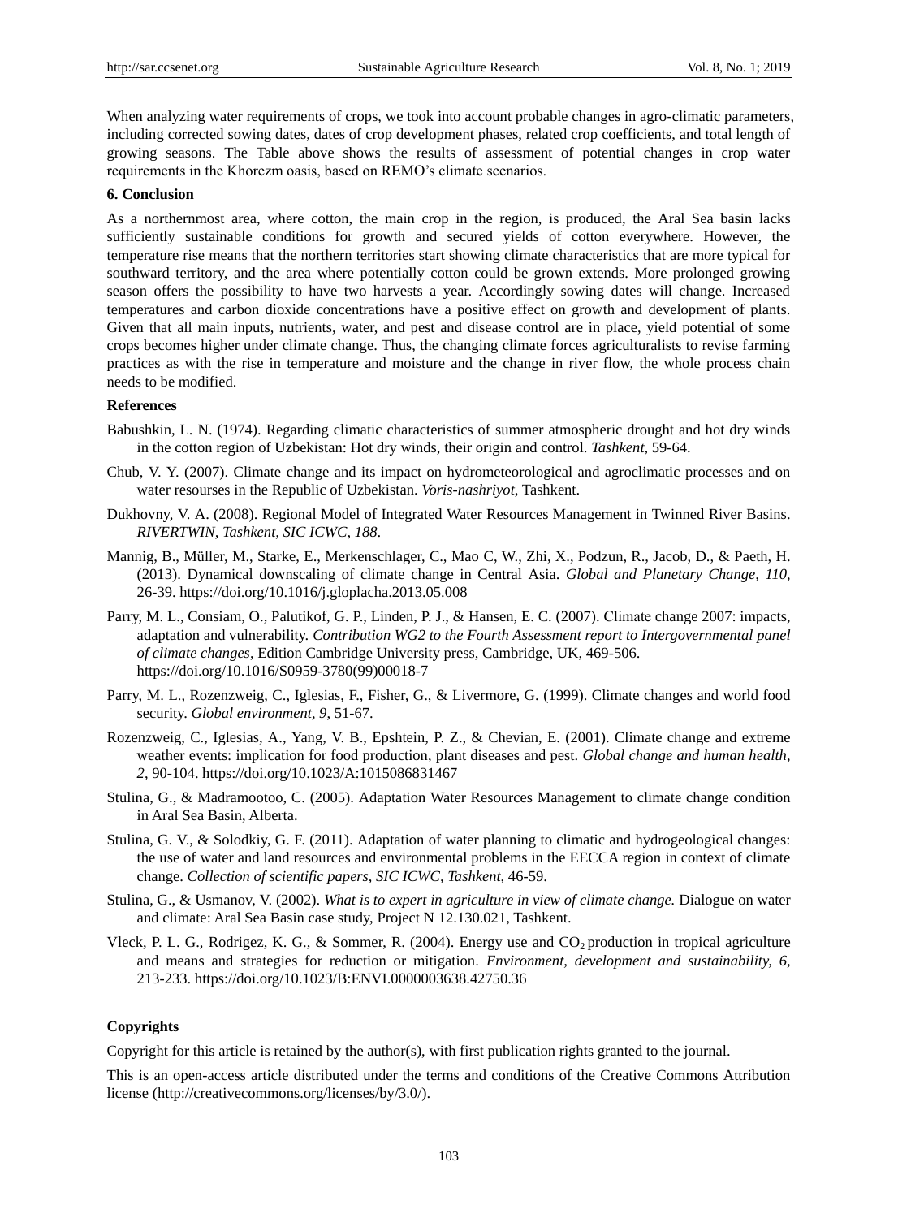When analyzing water requirements of crops, we took into account probable changes in agro-climatic parameters, including corrected sowing dates, dates of crop development phases, related crop coefficients, and total length of growing seasons. The Table above shows the results of assessment of potential changes in crop water requirements in the Khorezm oasis, based on REMO's climate scenarios.

## 6. Conclusion

As a northernmost area, where cotton, the main crop in the region, is produced, the Aral Sea basin lacks sufficiently sustainable conditions for growth and secured yields of cotton everywhere. However, the temperature rise means that the northern territories start showing climate characteristics that are more typical for southward territory, and the area where potentially cotton could be grown extends. More prolonged growing season offers the possibility to have two harvests a year. Accordingly sowing dates will change. Increased temperatures and carbon dioxide concentrations have a positive effect on growth and development of plants. Given that all main inputs, nutrients, water, and pest and disease control are in place, yield potential of some crops becomes higher under climate change. Thus, the changing climate forces agriculturalists to revise farming practices as with the rise in temperature and moisture and the change in river flow, the whole process chain needs to be modified.

## References

Babushkin, L. N. (1974). Regarding climatic characteristics of summer atmospheric drought and hot dry winds in the cotton region of Uzbekistan: Hot dry winds, their origin and control. *Tashkent*, 59-64.

Chub, V. Y. (2007). Climate change and its impact on hydrometeorological and agroclimatic processes and on water resourses in the Republic of Uzbekistan. *Voris-nashriyot*, Tashkent.

Dukhovny, V. A. (2008). Regional Model of Integrated Water Resources Management in Twinned River Basins. *RIVERTWIN, Tashkent, SIC ICWC, 188*.

Mannig, B., Müller, M., Starke, E., Merkenschlager, C., Mao C, W., Zhi, X., Podzun, R., Jacob, D., & Paeth, H. (2013). Dynamical downscaling of climate change in Central Asia. *Global and Planetary Change, 110*, 26-39. https://doi.org/10.1016/j.gloplacha.2013.05.008

Parry, M. L., Consiam, O., Palutikof, G. P., Linden, P. J., & Hansen, E. C. (2007). Climate change 2007: impacts, adaptation and vulnerability. *Contribution WG2 to the Fourth Assessment report to Intergovernmental panel of climate changes*, Edition Cambridge University press, Cambridge, UK, 469-506. https://doi.org/10.1016/S0959-3780(99)00018-7

Parry, M. L., Rozenzweig, C., Iglesias, F., Fisher, G., & Livermore, G. (1999). Climate changes and world food security. *Global environment, 9*, 51-67.

Rozenzweig, C., Iglesias, A., Yang, V. B., Epshtein, P. Z., & Chevian, E. (2001). Climate change and extreme weather events: implication for food production, plant diseases and pest. *Global change and human health, 2*, 90-104. https://doi.org/10.1023/A:1015086831467

Stulina, G., & Madramootoo, C. (2005). Adaptation Water Resources Management to climate change condition in Aral Sea Basin, Alberta.

Stulina, G. V., & Solodkiy, G. F. (2011). Adaptation of water planning to climatic and hydrogeological changes: the use of water and land resources and environmental problems in the EECCA region in context of climate change. *Collection of scientific papers, SIC ICWC, Tashkent*, 46-59.

Stulina, G., & Usmanov, V. (2002). *What is to expert in agriculture in view of climate change.* Dialogue on water and climate: Aral Sea Basin case study, Project N 12.130.021, Tashkent.

Vleck, P. L. G., Rodrigez, K. G., & Sommer, R. (2004). Energy use and $CO_2$ production in tropical agriculture and means and strategies for reduction or mitigation. *Environment, development and sustainability, 6*, 213-233. https://doi.org/10.1023/B:ENVI.0000003638.42750.36

## Copyrights

Copyright for this article is retained by the author(s), with first publication rights granted to the journal.

This is an open-access article distributed under the terms and conditions of the Creative Commons Attribution license (http://creativecommons.org/licenses/by/3.0/).